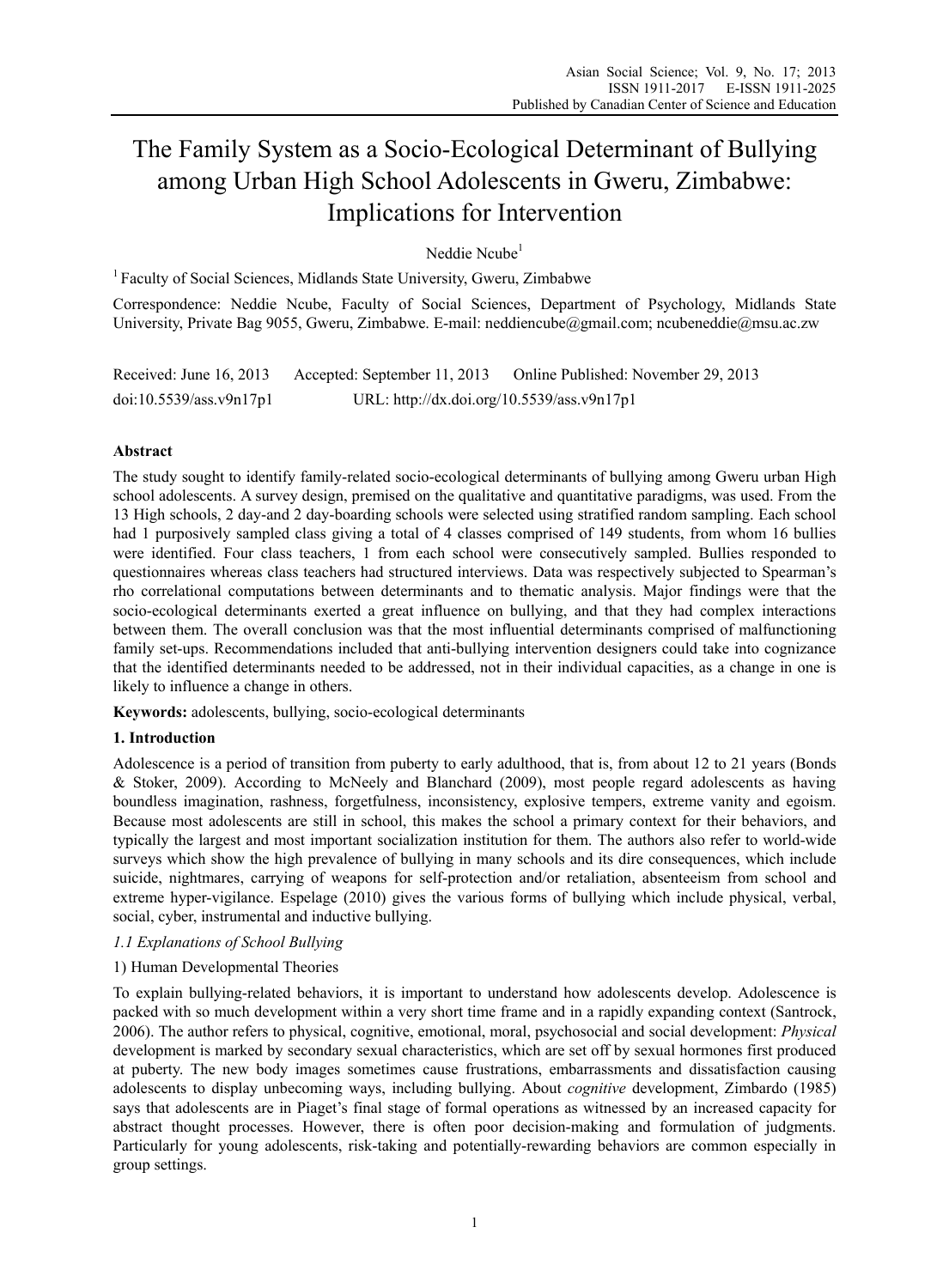# The Family System as a Socio-Ecological Determinant of Bullying among Urban High School Adolescents in Gweru, Zimbabwe: Implications for Intervention

Neddie Ncube[1]

[1] Faculty of Social Sciences, Midlands State University, Gweru, Zimbabwe

Correspondence: Neddie Ncube, Faculty of Social Sciences, Department of Psychology, Midlands State University, Private Bag 9055, Gweru, Zimbabwe. E-mail: neddiencube@gmail.com; ncubeneddie@msu.ac.zw

Received: June 16, 2013 Accepted: September 11, 2013 Online Published: November 29, 2013

doi:10.5539/ass.v9n17p1 URL: http://dx.doi.org/10.5539/ass.v9n17p1

## Abstract

The study sought to identify family-related socio-ecological determinants of bullying among Gweru urban High school adolescents. A survey design, premised on the qualitative and quantitative paradigms, was used. From the 13 High schools, 2 day-and 2 day-boarding schools were selected using stratified random sampling. Each school had 1 purposively sampled class giving a total of 4 classes comprised of 149 students, from whom 16 bullies were identified. Four class teachers, 1 from each school were consecutively sampled. Bullies responded to questionnaires whereas class teachers had structured interviews. Data was respectively subjected to Spearman's rho correlational computations between determinants and to thematic analysis. Major findings were that the socio-ecological determinants exerted a great influence on bullying, and that they had complex interactions between them. The overall conclusion was that the most influential determinants comprised of malfunctioning family set-ups. Recommendations included that anti-bullying intervention designers could take into cognizance that the identified determinants needed to be addressed, not in their individual capacities, as a change in one is likely to influence a change in others.

**Keywords:** adolescents, bullying, socio-ecological determinants

## 1. Introduction

Adolescence is a period of transition from puberty to early adulthood, that is, from about 12 to 21 years (Bonds & Stoker, 2009). According to McNeely and Blanchard (2009), most people regard adolescents as having boundless imagination, rashness, forgetfulness, inconsistency, explosive tempers, extreme vanity and egoism. Because most adolescents are still in school, this makes the school a primary context for their behaviors, and typically the largest and most important socialization institution for them. The authors also refer to world-wide surveys which show the high prevalence of bullying in many schools and its dire consequences, which include suicide, nightmares, carrying of weapons for self-protection and/or retaliation, absenteeism from school and extreme hyper-vigilance. Espelage (2010) gives the various forms of bullying which include physical, verbal, social, cyber, instrumental and inductive bullying.

### *1.1 Explanations of School Bullying*

1) Human Developmental Theories

To explain bullying-related behaviors, it is important to understand how adolescents develop. Adolescence is packed with so much development within a very short time frame and in a rapidly expanding context (Santrock, 2006). The author refers to physical, cognitive, emotional, moral, psychosocial and social development: *Physical* development is marked by secondary sexual characteristics, which are set off by sexual hormones first produced at puberty. The new body images sometimes cause frustrations, embarrassments and dissatisfaction causing adolescents to display unbecoming ways, including bullying. About *cognitive* development, Zimbardo (1985) says that adolescents are in Piaget's final stage of formal operations as witnessed by an increased capacity for abstract thought processes. However, there is often poor decision-making and formulation of judgments. Particularly for young adolescents, risk-taking and potentially-rewarding behaviors are common especially in group settings.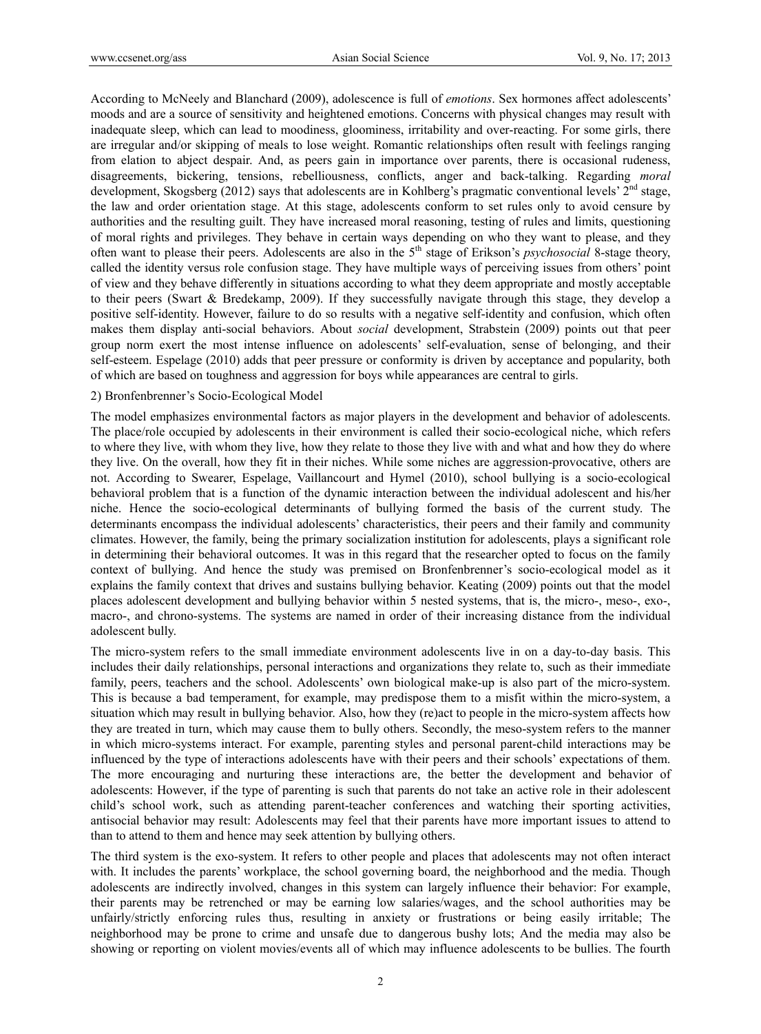According to McNeely and Blanchard (2009), adolescence is full of *emotions*. Sex hormones affect adolescents' moods and are a source of sensitivity and heightened emotions. Concerns with physical changes may result with inadequate sleep, which can lead to moodiness, gloominess, irritability and over-reacting. For some girls, there are irregular and/or skipping of meals to lose weight. Romantic relationships often result with feelings ranging from elation to abject despair. And, as peers gain in importance over parents, there is occasional rudeness, disagreements, bickering, tensions, rebelliousness, conflicts, anger and back-talking. Regarding *moral* development, Skogsberg (2012) says that adolescents are in Kohlberg's pragmatic conventional levels' 2nd stage, the law and order orientation stage. At this stage, adolescents conform to set rules only to avoid censure by authorities and the resulting guilt. They have increased moral reasoning, testing of rules and limits, questioning of moral rights and privileges. They behave in certain ways depending on who they want to please, and they often want to please their peers. Adolescents are also in the 5th stage of Erikson's *psychosocial* 8-stage theory, called the identity versus role confusion stage. They have multiple ways of perceiving issues from others' point of view and they behave differently in situations according to what they deem appropriate and mostly acceptable to their peers (Swart & Bredekamp, 2009). If they successfully navigate through this stage, they develop a positive self-identity. However, failure to do so results with a negative self-identity and confusion, which often makes them display anti-social behaviors. About *social* development, Strabstein (2009) points out that peer group norm exert the most intense influence on adolescents' self-evaluation, sense of belonging, and their self-esteem. Espelage (2010) adds that peer pressure or conformity is driven by acceptance and popularity, both of which are based on toughness and aggression for boys while appearances are central to girls.

2) Bronfenbrenner's Socio-Ecological Model

The model emphasizes environmental factors as major players in the development and behavior of adolescents. The place/role occupied by adolescents in their environment is called their socio-ecological niche, which refers to where they live, with whom they live, how they relate to those they live with and what and how they do where they live. On the overall, how they fit in their niches. While some niches are aggression-provocative, others are not. According to Swearer, Espelage, Vaillancourt and Hymel (2010), school bullying is a socio-ecological behavioral problem that is a function of the dynamic interaction between the individual adolescent and his/her niche. Hence the socio-ecological determinants of bullying formed the basis of the current study. The determinants encompass the individual adolescents' characteristics, their peers and their family and community climates. However, the family, being the primary socialization institution for adolescents, plays a significant role in determining their behavioral outcomes. It was in this regard that the researcher opted to focus on the family context of bullying. And hence the study was premised on Bronfenbrenner's socio-ecological model as it explains the family context that drives and sustains bullying behavior. Keating (2009) points out that the model places adolescent development and bullying behavior within 5 nested systems, that is, the micro-, meso-, exo-, macro-, and chrono-systems. The systems are named in order of their increasing distance from the individual adolescent bully.

The micro-system refers to the small immediate environment adolescents live in on a day-to-day basis. This includes their daily relationships, personal interactions and organizations they relate to, such as their immediate family, peers, teachers and the school. Adolescents' own biological make-up is also part of the micro-system. This is because a bad temperament, for example, may predispose them to a misfit within the micro-system, a situation which may result in bullying behavior. Also, how they (re)act to people in the micro-system affects how they are treated in turn, which may cause them to bully others. Secondly, the meso-system refers to the manner in which micro-systems interact. For example, parenting styles and personal parent-child interactions may be influenced by the type of interactions adolescents have with their peers and their schools' expectations of them. The more encouraging and nurturing these interactions are, the better the development and behavior of adolescents: However, if the type of parenting is such that parents do not take an active role in their adolescent child's school work, such as attending parent-teacher conferences and watching their sporting activities, antisocial behavior may result: Adolescents may feel that their parents have more important issues to attend to than to attend to them and hence may seek attention by bullying others.

The third system is the exo-system. It refers to other people and places that adolescents may not often interact with. It includes the parents' workplace, the school governing board, the neighborhood and the media. Though adolescents are indirectly involved, changes in this system can largely influence their behavior: For example, their parents may be retrenched or may be earning low salaries/wages, and the school authorities may be unfairly/strictly enforcing rules thus, resulting in anxiety or frustrations or being easily irritable; The neighborhood may be prone to crime and unsafe due to dangerous bushy lots; And the media may also be showing or reporting on violent movies/events all of which may influence adolescents to be bullies. The fourth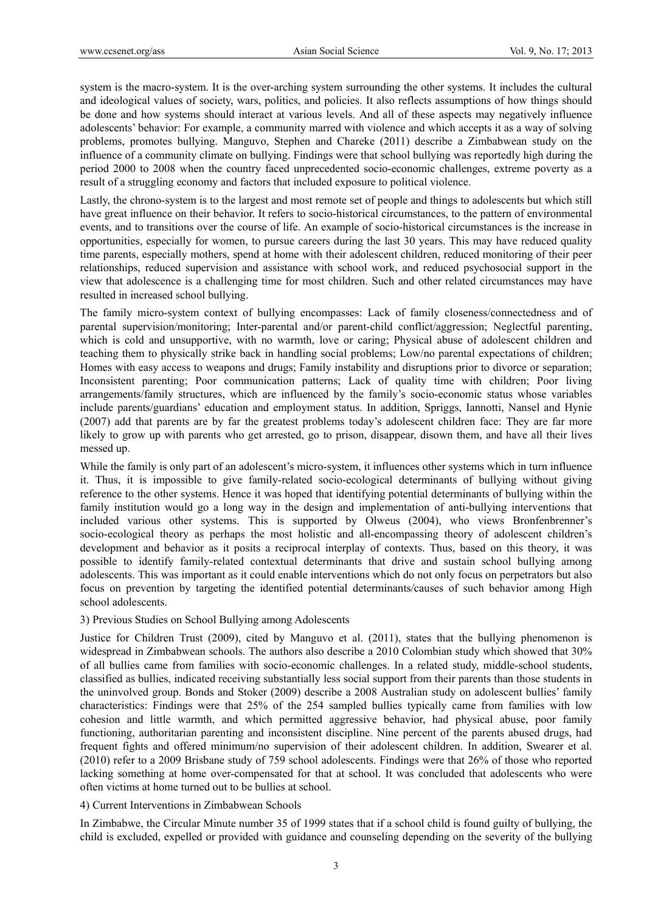system is the macro-system. It is the over-arching system surrounding the other systems. It includes the cultural and ideological values of society, wars, politics, and policies. It also reflects assumptions of how things should be done and how systems should interact at various levels. And all of these aspects may negatively influence adolescents' behavior: For example, a community marred with violence and which accepts it as a way of solving problems, promotes bullying. Manguvo, Stephen and Chareke (2011) describe a Zimbabwean study on the influence of a community climate on bullying. Findings were that school bullying was reportedly high during the period 2000 to 2008 when the country faced unprecedented socio-economic challenges, extreme poverty as a result of a struggling economy and factors that included exposure to political violence.

Lastly, the chrono-system is to the largest and most remote set of people and things to adolescents but which still have great influence on their behavior. It refers to socio-historical circumstances, to the pattern of environmental events, and to transitions over the course of life. An example of socio-historical circumstances is the increase in opportunities, especially for women, to pursue careers during the last 30 years. This may have reduced quality time parents, especially mothers, spend at home with their adolescent children, reduced monitoring of their peer relationships, reduced supervision and assistance with school work, and reduced psychosocial support in the view that adolescence is a challenging time for most children. Such and other related circumstances may have resulted in increased school bullying.

The family micro-system context of bullying encompasses: Lack of family closeness/connectedness and of parental supervision/monitoring; Inter-parental and/or parent-child conflict/aggression; Neglectful parenting, which is cold and unsupportive, with no warmth, love or caring; Physical abuse of adolescent children and teaching them to physically strike back in handling social problems; Low/no parental expectations of children; Homes with easy access to weapons and drugs; Family instability and disruptions prior to divorce or separation; Inconsistent parenting; Poor communication patterns; Lack of quality time with children; Poor living arrangements/family structures, which are influenced by the family's socio-economic status whose variables include parents/guardians' education and employment status. In addition, Spriggs, Iannotti, Nansel and Hynie (2007) add that parents are by far the greatest problems today's adolescent children face: They are far more likely to grow up with parents who get arrested, go to prison, disappear, disown them, and have all their lives messed up.

While the family is only part of an adolescent's micro-system, it influences other systems which in turn influence it. Thus, it is impossible to give family-related socio-ecological determinants of bullying without giving reference to the other systems. Hence it was hoped that identifying potential determinants of bullying within the family institution would go a long way in the design and implementation of anti-bullying interventions that included various other systems. This is supported by Olweus (2004), who views Bronfenbrenner's socio-ecological theory as perhaps the most holistic and all-encompassing theory of adolescent children's development and behavior as it posits a reciprocal interplay of contexts. Thus, based on this theory, it was possible to identify family-related contextual determinants that drive and sustain school bullying among adolescents. This was important as it could enable interventions which do not only focus on perpetrators but also focus on prevention by targeting the identified potential determinants/causes of such behavior among High school adolescents.

3) Previous Studies on School Bullying among Adolescents

Justice for Children Trust (2009), cited by Manguvo et al. (2011), states that the bullying phenomenon is widespread in Zimbabwean schools. The authors also describe a 2010 Colombian study which showed that 30% of all bullies came from families with socio-economic challenges. In a related study, middle-school students, classified as bullies, indicated receiving substantially less social support from their parents than those students in the uninvolved group. Bonds and Stoker (2009) describe a 2008 Australian study on adolescent bullies' family characteristics: Findings were that 25% of the 254 sampled bullies typically came from families with low cohesion and little warmth, and which permitted aggressive behavior, had physical abuse, poor family functioning, authoritarian parenting and inconsistent discipline. Nine percent of the parents abused drugs, had frequent fights and offered minimum/no supervision of their adolescent children. In addition, Swearer et al. (2010) refer to a 2009 Brisbane study of 759 school adolescents. Findings were that 26% of those who reported lacking something at home over-compensated for that at school. It was concluded that adolescents who were often victims at home turned out to be bullies at school.

4) Current Interventions in Zimbabwean Schools

In Zimbabwe, the Circular Minute number 35 of 1999 states that if a school child is found guilty of bullying, the child is excluded, expelled or provided with guidance and counseling depending on the severity of the bullying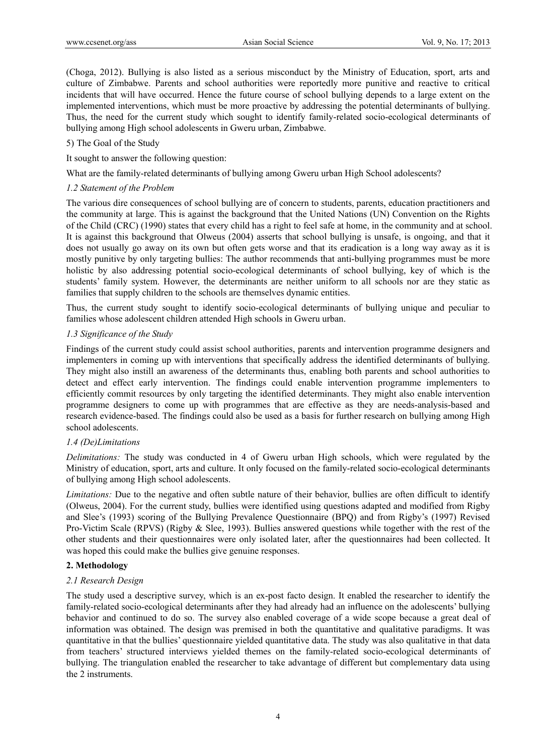(Choga, 2012). Bullying is also listed as a serious misconduct by the Ministry of Education, sport, arts and culture of Zimbabwe. Parents and school authorities were reportedly more punitive and reactive to critical incidents that will have occurred. Hence the future course of school bullying depends to a large extent on the implemented interventions, which must be more proactive by addressing the potential determinants of bullying. Thus, the need for the current study which sought to identify family-related socio-ecological determinants of bullying among High school adolescents in Gweru urban, Zimbabwe.

5) The Goal of the Study

It sought to answer the following question:

What are the family-related determinants of bullying among Gweru urban High School adolescents?

### *1.2 Statement of the Problem*

The various dire consequences of school bullying are of concern to students, parents, education practitioners and the community at large. This is against the background that the United Nations (UN) Convention on the Rights of the Child (CRC) (1990) states that every child has a right to feel safe at home, in the community and at school. It is against this background that Olweus (2004) asserts that school bullying is unsafe, is ongoing, and that it does not usually go away on its own but often gets worse and that its eradication is a long way away as it is mostly punitive by only targeting bullies: The author recommends that anti-bullying programmes must be more holistic by also addressing potential socio-ecological determinants of school bullying, key of which is the students' family system. However, the determinants are neither uniform to all schools nor are they static as families that supply children to the schools are themselves dynamic entities.

Thus, the current study sought to identify socio-ecological determinants of bullying unique and peculiar to families whose adolescent children attended High schools in Gweru urban.

### *1.3 Significance of the Study*

Findings of the current study could assist school authorities, parents and intervention programme designers and implementers in coming up with interventions that specifically address the identified determinants of bullying. They might also instill an awareness of the determinants thus, enabling both parents and school authorities to detect and effect early intervention. The findings could enable intervention programme implementers to efficiently commit resources by only targeting the identified determinants. They might also enable intervention programme designers to come up with programmes that are effective as they are needs-analysis-based and research evidence-based. The findings could also be used as a basis for further research on bullying among High school adolescents.

### *1.4 (De)Limitations*

*Delimitations:* The study was conducted in 4 of Gweru urban High schools, which were regulated by the Ministry of education, sport, arts and culture. It only focused on the family-related socio-ecological determinants of bullying among High school adolescents.

*Limitations:* Due to the negative and often subtle nature of their behavior, bullies are often difficult to identify (Olweus, 2004). For the current study, bullies were identified using questions adapted and modified from Rigby and Slee's (1993) scoring of the Bullying Prevalence Questionnaire (BPQ) and from Rigby's (1997) Revised Pro-Victim Scale (RPVS) (Rigby & Slee, 1993). Bullies answered questions while together with the rest of the other students and their questionnaires were only isolated later, after the questionnaires had been collected. It was hoped this could make the bullies give genuine responses.

## **2. Methodology**

### *2.1 Research Design*

The study used a descriptive survey, which is an ex-post facto design. It enabled the researcher to identify the family-related socio-ecological determinants after they had already had an influence on the adolescents' bullying behavior and continued to do so. The survey also enabled coverage of a wide scope because a great deal of information was obtained. The design was premised in both the quantitative and qualitative paradigms. It was quantitative in that the bullies' questionnaire yielded quantitative data. The study was also qualitative in that data from teachers' structured interviews yielded themes on the family-related socio-ecological determinants of bullying. The triangulation enabled the researcher to take advantage of different but complementary data using the 2 instruments.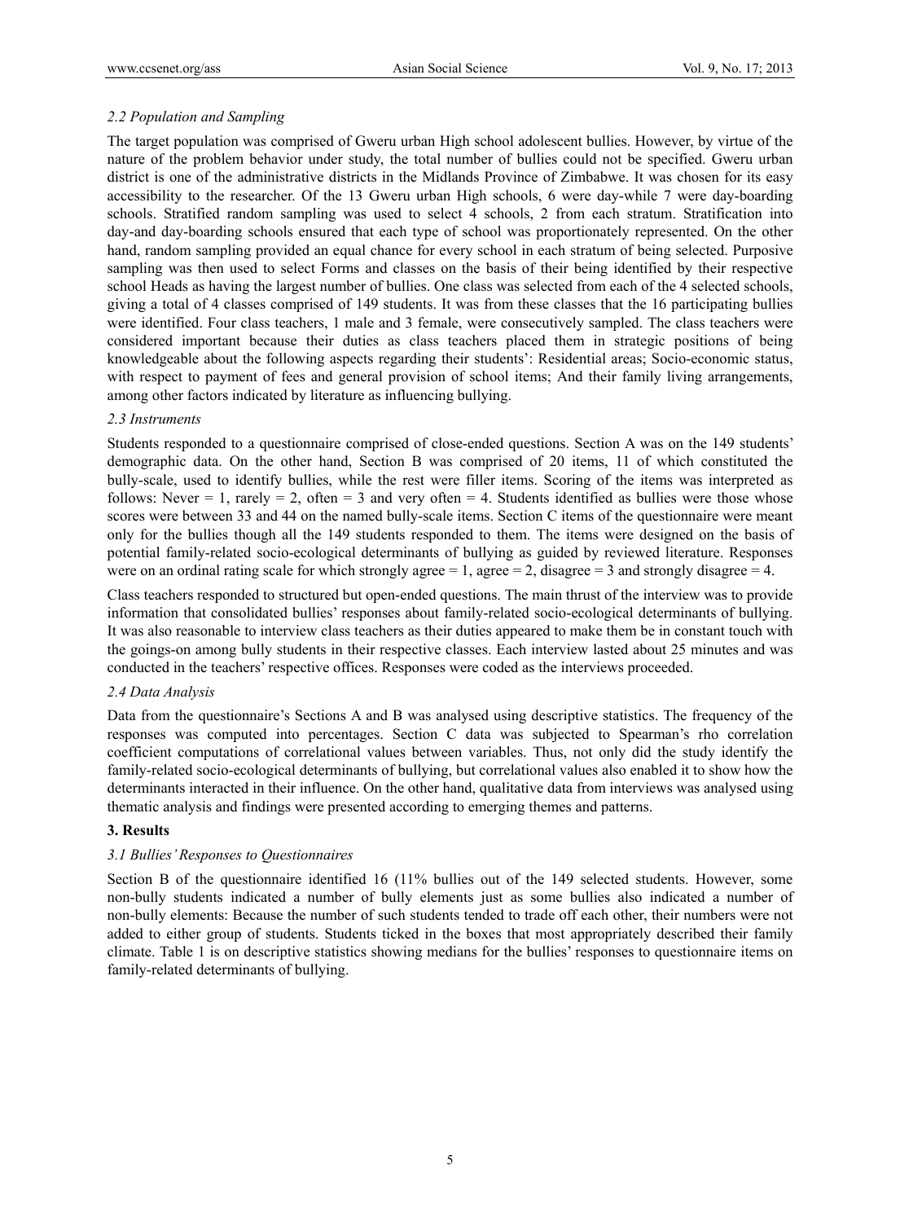### *2.2 Population and Sampling*

The target population was comprised of Gweru urban High school adolescent bullies. However, by virtue of the nature of the problem behavior under study, the total number of bullies could not be specified. Gweru urban district is one of the administrative districts in the Midlands Province of Zimbabwe. It was chosen for its easy accessibility to the researcher. Of the 13 Gweru urban High schools, 6 were day-while 7 were day-boarding schools. Stratified random sampling was used to select 4 schools, 2 from each stratum. Stratification into day-and day-boarding schools ensured that each type of school was proportionately represented. On the other hand, random sampling provided an equal chance for every school in each stratum of being selected. Purposive sampling was then used to select Forms and classes on the basis of their being identified by their respective school Heads as having the largest number of bullies. One class was selected from each of the 4 selected schools, giving a total of 4 classes comprised of 149 students. It was from these classes that the 16 participating bullies were identified. Four class teachers, 1 male and 3 female, were consecutively sampled. The class teachers were considered important because their duties as class teachers placed them in strategic positions of being knowledgeable about the following aspects regarding their students': Residential areas; Socio-economic status, with respect to payment of fees and general provision of school items; And their family living arrangements, among other factors indicated by literature as influencing bullying.

### *2.3 Instruments*

Students responded to a questionnaire comprised of close-ended questions. Section A was on the 149 students' demographic data. On the other hand, Section B was comprised of 20 items, 11 of which constituted the bully-scale, used to identify bullies, while the rest were filler items. Scoring of the items was interpreted as follows: Never = 1, rarely = 2, often = 3 and very often = 4. Students identified as bullies were those whose scores were between 33 and 44 on the named bully-scale items. Section C items of the questionnaire were meant only for the bullies though all the 149 students responded to them. The items were designed on the basis of potential family-related socio-ecological determinants of bullying as guided by reviewed literature. Responses were on an ordinal rating scale for which strongly agree = 1, agree = 2, disagree = 3 and strongly disagree = 4.

Class teachers responded to structured but open-ended questions. The main thrust of the interview was to provide information that consolidated bullies' responses about family-related socio-ecological determinants of bullying. It was also reasonable to interview class teachers as their duties appeared to make them be in constant touch with the goings-on among bully students in their respective classes. Each interview lasted about 25 minutes and was conducted in the teachers' respective offices. Responses were coded as the interviews proceeded.

### *2.4 Data Analysis*

Data from the questionnaire's Sections A and B was analysed using descriptive statistics. The frequency of the responses was computed into percentages. Section C data was subjected to Spearman's rho correlation coefficient computations of correlational values between variables. Thus, not only did the study identify the family-related socio-ecological determinants of bullying, but correlational values also enabled it to show how the determinants interacted in their influence. On the other hand, qualitative data from interviews was analysed using thematic analysis and findings were presented according to emerging themes and patterns.

## **3. Results**

### *3.1 Bullies' Responses to Questionnaires*

Section B of the questionnaire identified 16 (11% bullies out of the 149 selected students. However, some non-bully students indicated a number of bully elements just as some bullies also indicated a number of non-bully elements: Because the number of such students tended to trade off each other, their numbers were not added to either group of students. Students ticked in the boxes that most appropriately described their family climate. Table 1 is on descriptive statistics showing medians for the bullies' responses to questionnaire items on family-related determinants of bullying.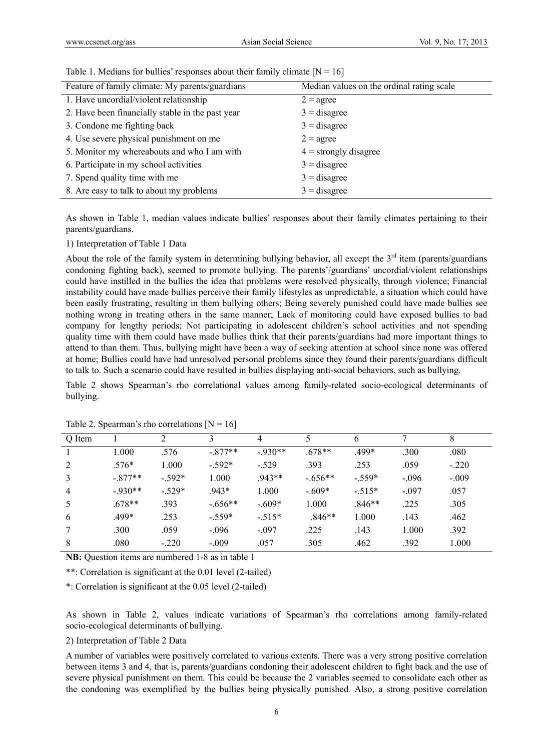Table 1. Medians for bullies' responses about their family climate [N = 16]

| Feature of family climate: My parents/guardians | Median values on the ordinal rating scale |
|---|---|
| 1. Have uncordial/violent relationship | 2 = agree |
| 2. Have been financially stable in the past year | 3 = disagree |
| 3. Condone me fighting back | 3 = disagree |
| 4. Use severe physical punishment on me | 2 = agree |
| 5. Monitor my whereabouts and who I am with | 4 = strongly disagree |
| 6. Participate in my school activities | 3 = disagree |
| 7. Spend quality time with me | 3 = disagree |
| 8. Are easy to talk to about my problems | 3 = disagree |

As shown in Table 1, median values indicate bullies' responses about their family climates pertaining to their parents/guardians.

1) Interpretation of Table 1 Data

About the role of the family system in determining bullying behavior, all except the 3rd item (parents/guardians condoning fighting back), seemed to promote bullying. The parents'/guardians' uncordial/violent relationships could have instilled in the bullies the idea that problems were resolved physically, through violence; Financial instability could have made bullies perceive their family lifestyles as unpredictable, a situation which could have been easily frustrating, resulting in them bullying others; Being severely punished could have made bullies see nothing wrong in treating others in the same manner; Lack of monitoring could have exposed bullies to bad company for lengthy periods; Not participating in adolescent children's school activities and not spending quality time with them could have made bullies think that their parents/guardians had more important things to attend to than them. Thus, bullying might have been a way of seeking attention at school since none was offered at home; Bullies could have had unresolved personal problems since they found their parents/guardians difficult to talk to. Such a scenario could have resulted in bullies displaying anti-social behaviors, such as bullying.

Table 2 shows Spearman's rho correlational values among family-related socio-ecological determinants of bullying.

Table 2. Spearman's rho correlations [N = 16]

| Q Item | 1 | 2 | 3 | 4 | 5 | 6 | 7 | 8 |
|---|---|---|---|---|---|---|---|---|
| 1 | 1.000 | .576 | -.877** | -.930** | .678** | .499* | .300 | .080 |
| 2 | .576* | 1.000 | -.592* | -.529 | .393 | .253 | .059 | -.220 |
| 3 | -.877** | -.592* | 1.000 | .943** | -.656** | -.559* | -.096 | -.009 |
| 4 | -.930** | -.529* | .943* | 1.000 | -.609* | -.515* | -.097 | .057 |
| 5 | .678** | .393 | -.656** | -.609* | 1.000 | .846** | .225 | .305 |
| 6 | .499* | .253 | -.559* | -.515* | .846** | 1.000 | .143 | .462 |
| 7 | .300 | .059 | -.096 | -.097 | .225 | .143 | 1.000 | .392 |
| 8 | .080 | -.220 | -.009 | .057 | .305 | .462 | .392 | 1.000 |

**NB:** Question items are numbered 1-8 as in table 1

**: Correlation is significant at the 0.01 level (2-tailed)

*: Correlation is significant at the 0.05 level (2-tailed)

As shown in Table 2, values indicate variations of Spearman's rho correlations among family-related socio-ecological determinants of bullying.

2) Interpretation of Table 2 Data

A number of variables were positively correlated to various extents. There was a very strong positive correlation between items 3 and 4, that is, parents/guardians condoning their adolescent children to fight back and the use of severe physical punishment on them. This could be because the 2 variables seemed to consolidate each other as the condoning was exemplified by the bullies being physically punished. Also, a strong positive correlation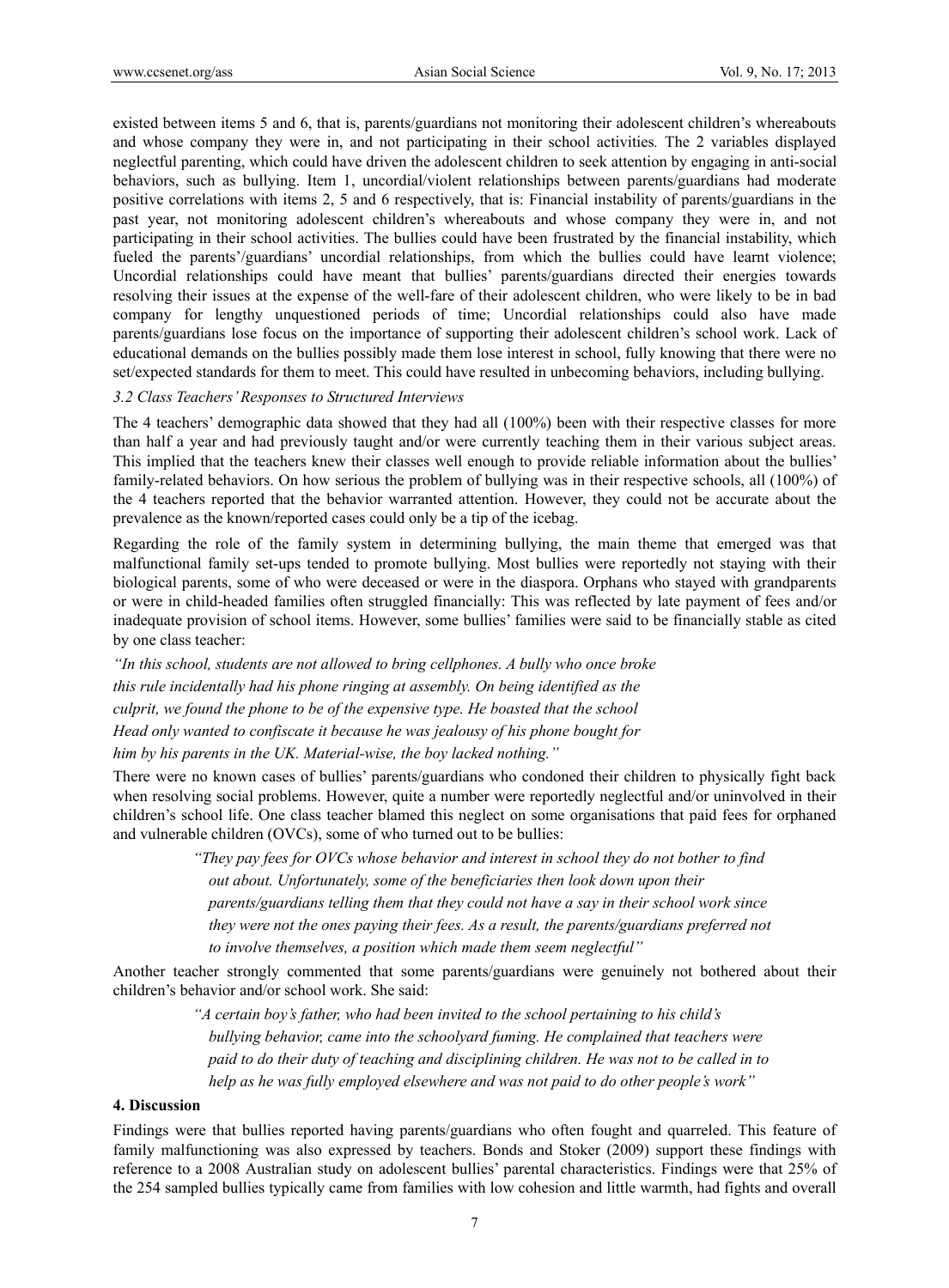existed between items 5 and 6, that is, parents/guardians not monitoring their adolescent children's whereabouts and whose company they were in, and not participating in their school activities*.* The 2 variables displayed neglectful parenting, which could have driven the adolescent children to seek attention by engaging in anti-social behaviors, such as bullying. Item 1, uncordial/violent relationships between parents/guardians had moderate positive correlations with items 2, 5 and 6 respectively, that is: Financial instability of parents/guardians in the past year, not monitoring adolescent children's whereabouts and whose company they were in, and not participating in their school activities. The bullies could have been frustrated by the financial instability, which fueled the parents'/guardians' uncordial relationships, from which the bullies could have learnt violence; Uncordial relationships could have meant that bullies' parents/guardians directed their energies towards resolving their issues at the expense of the well-fare of their adolescent children, who were likely to be in bad company for lengthy unquestioned periods of time; Uncordial relationships could also have made parents/guardians lose focus on the importance of supporting their adolescent children's school work. Lack of educational demands on the bullies possibly made them lose interest in school, fully knowing that there were no set/expected standards for them to meet. This could have resulted in unbecoming behaviors, including bullying.

### *3.2 Class Teachers' Responses to Structured Interviews*

The 4 teachers' demographic data showed that they had all (100%) been with their respective classes for more than half a year and had previously taught and/or were currently teaching them in their various subject areas. This implied that the teachers knew their classes well enough to provide reliable information about the bullies' family-related behaviors. On how serious the problem of bullying was in their respective schools, all (100%) of the 4 teachers reported that the behavior warranted attention. However, they could not be accurate about the prevalence as the known/reported cases could only be a tip of the icebag.

Regarding the role of the family system in determining bullying, the main theme that emerged was that malfunctional family set-ups tended to promote bullying. Most bullies were reportedly not staying with their biological parents, some of who were deceased or were in the diaspora. Orphans who stayed with grandparents or were in child-headed families often struggled financially: This was reflected by late payment of fees and/or inadequate provision of school items. However, some bullies' families were said to be financially stable as cited by one class teacher:

*"In this school, students are not allowed to bring cellphones. A bully who once broke this rule incidentally had his phone ringing at assembly. On being identified as the culprit, we found the phone to be of the expensive type. He boasted that the school Head only wanted to confiscate it because he was jealousy of his phone bought for him by his parents in the UK. Material-wise, the boy lacked nothing."*

There were no known cases of bullies' parents/guardians who condoned their children to physically fight back when resolving social problems. However, quite a number were reportedly neglectful and/or uninvolved in their children's school life. One class teacher blamed this neglect on some organisations that paid fees for orphaned and vulnerable children (OVCs), some of who turned out to be bullies:

> *"They pay fees for OVCs whose behavior and interest in school they do not bother to find out about. Unfortunately, some of the beneficiaries then look down upon their parents/guardians telling them that they could not have a say in their school work since they were not the ones paying their fees. As a result, the parents/guardians preferred not to involve themselves, a position which made them seem neglectful"*

Another teacher strongly commented that some parents/guardians were genuinely not bothered about their children's behavior and/or school work. She said:

> *"A certain boy's father, who had been invited to the school pertaining to his child's bullying behavior, came into the schoolyard fuming. He complained that teachers were paid to do their duty of teaching and disciplining children. He was not to be called in to help as he was fully employed elsewhere and was not paid to do other people's work"*

## 4. Discussion

Findings were that bullies reported having parents/guardians who often fought and quarreled. This feature of family malfunctioning was also expressed by teachers. Bonds and Stoker (2009) support these findings with reference to a 2008 Australian study on adolescent bullies' parental characteristics. Findings were that 25% of the 254 sampled bullies typically came from families with low cohesion and little warmth, had fights and overall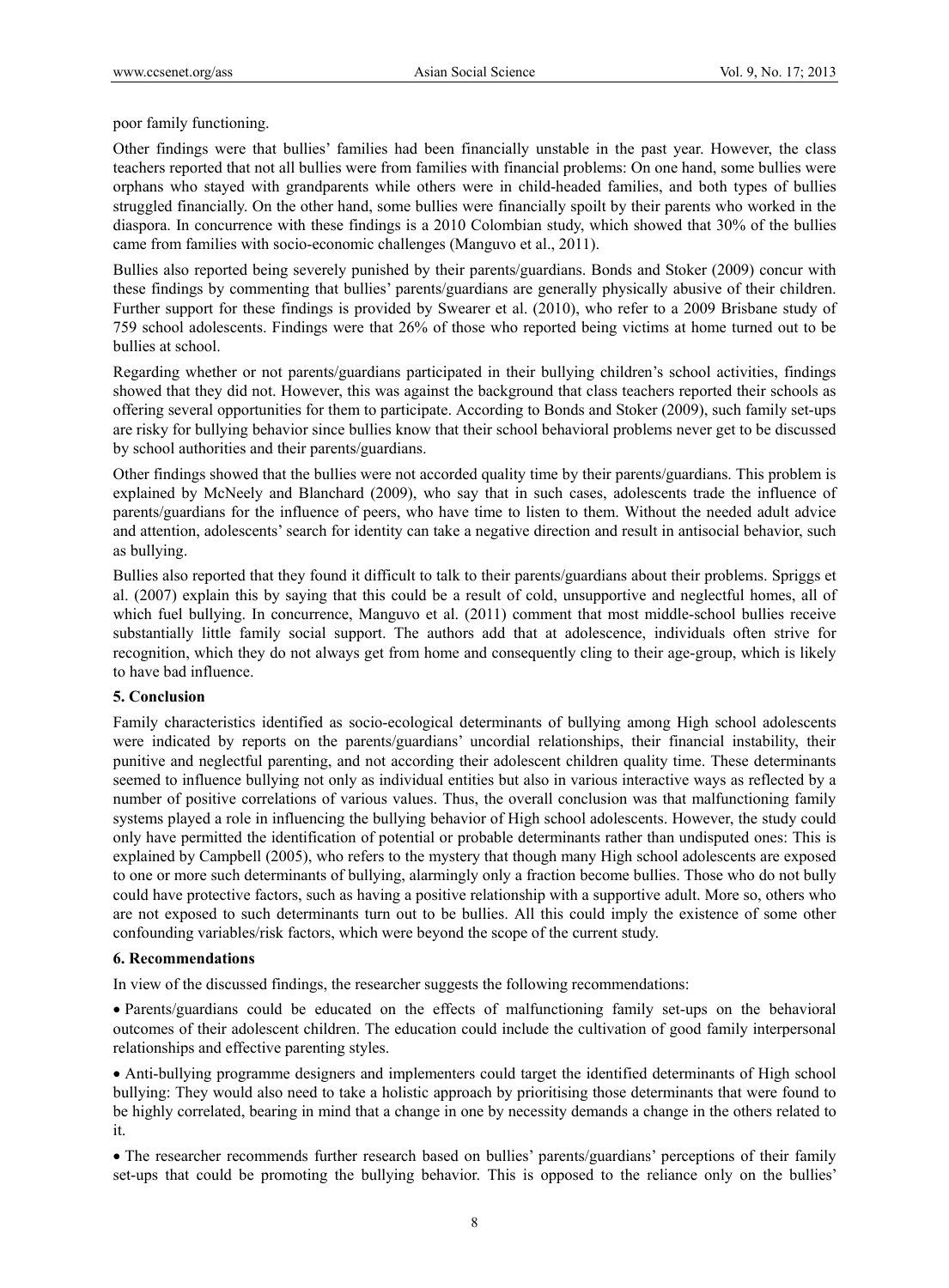poor family functioning.

Other findings were that bullies' families had been financially unstable in the past year. However, the class teachers reported that not all bullies were from families with financial problems: On one hand, some bullies were orphans who stayed with grandparents while others were in child-headed families, and both types of bullies struggled financially. On the other hand, some bullies were financially spoilt by their parents who worked in the diaspora. In concurrence with these findings is a 2010 Colombian study, which showed that 30% of the bullies came from families with socio-economic challenges (Manguvo et al., 2011).

Bullies also reported being severely punished by their parents/guardians. Bonds and Stoker (2009) concur with these findings by commenting that bullies' parents/guardians are generally physically abusive of their children. Further support for these findings is provided by Swearer et al. (2010), who refer to a 2009 Brisbane study of 759 school adolescents. Findings were that 26% of those who reported being victims at home turned out to be bullies at school.

Regarding whether or not parents/guardians participated in their bullying children's school activities, findings showed that they did not. However, this was against the background that class teachers reported their schools as offering several opportunities for them to participate. According to Bonds and Stoker (2009), such family set-ups are risky for bullying behavior since bullies know that their school behavioral problems never get to be discussed by school authorities and their parents/guardians.

Other findings showed that the bullies were not accorded quality time by their parents/guardians. This problem is explained by McNeely and Blanchard (2009), who say that in such cases, adolescents trade the influence of parents/guardians for the influence of peers, who have time to listen to them. Without the needed adult advice and attention, adolescents' search for identity can take a negative direction and result in antisocial behavior, such as bullying.

Bullies also reported that they found it difficult to talk to their parents/guardians about their problems. Spriggs et al. (2007) explain this by saying that this could be a result of cold, unsupportive and neglectful homes, all of which fuel bullying. In concurrence, Manguvo et al. (2011) comment that most middle-school bullies receive substantially little family social support. The authors add that at adolescence, individuals often strive for recognition, which they do not always get from home and consequently cling to their age-group, which is likely to have bad influence.

## 5. Conclusion

Family characteristics identified as socio-ecological determinants of bullying among High school adolescents were indicated by reports on the parents/guardians' uncordial relationships, their financial instability, their punitive and neglectful parenting, and not according their adolescent children quality time. These determinants seemed to influence bullying not only as individual entities but also in various interactive ways as reflected by a number of positive correlations of various values. Thus, the overall conclusion was that malfunctioning family systems played a role in influencing the bullying behavior of High school adolescents. However, the study could only have permitted the identification of potential or probable determinants rather than undisputed ones: This is explained by Campbell (2005), who refers to the mystery that though many High school adolescents are exposed to one or more such determinants of bullying, alarmingly only a fraction become bullies. Those who do not bully could have protective factors, such as having a positive relationship with a supportive adult. More so, others who are not exposed to such determinants turn out to be bullies. All this could imply the existence of some other confounding variables/risk factors, which were beyond the scope of the current study.

## 6. Recommendations

In view of the discussed findings, the researcher suggests the following recommendations:

- Parents/guardians could be educated on the effects of malfunctioning family set-ups on the behavioral outcomes of their adolescent children. The education could include the cultivation of good family interpersonal relationships and effective parenting styles.
- Anti-bullying programme designers and implementers could target the identified determinants of High school bullying: They would also need to take a holistic approach by prioritising those determinants that were found to be highly correlated, bearing in mind that a change in one by necessity demands a change in the others related to it.
- The researcher recommends further research based on bullies' parents/guardians' perceptions of their family set-ups that could be promoting the bullying behavior. This is opposed to the reliance only on the bullies'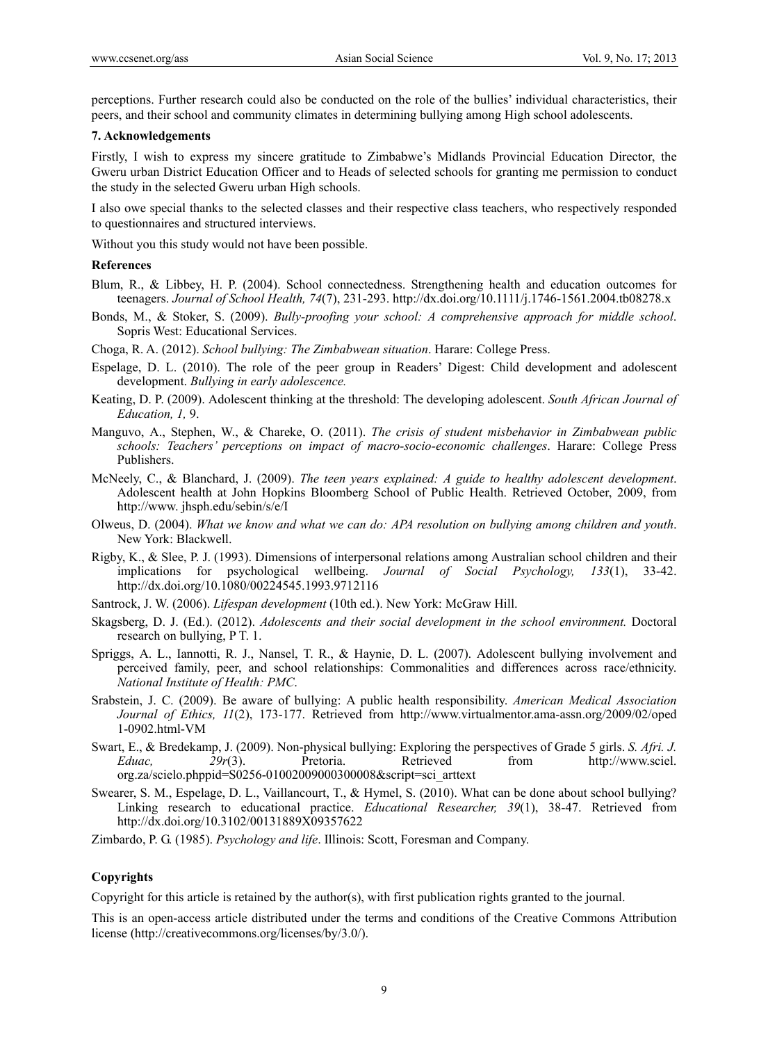perceptions. Further research could also be conducted on the role of the bullies' individual characteristics, their peers, and their school and community climates in determining bullying among High school adolescents.

### 7. Acknowledgements

Firstly, I wish to express my sincere gratitude to Zimbabwe's Midlands Provincial Education Director, the Gweru urban District Education Officer and to Heads of selected schools for granting me permission to conduct the study in the selected Gweru urban High schools.

I also owe special thanks to the selected classes and their respective class teachers, who respectively responded to questionnaires and structured interviews.

Without you this study would not have been possible.

### References

Blum, R., & Libbey, H. P. (2004). School connectedness. Strengthening health and education outcomes for teenagers. *Journal of School Health, 74*(7), 231-293. http://dx.doi.org/10.1111/j.1746-1561.2004.tb08278.x

Bonds, M., & Stoker, S. (2009). *Bully-proofing your school: A comprehensive approach for middle school*. Sopris West: Educational Services.

Choga, R. A. (2012). *School bullying: The Zimbabwean situation*. Harare: College Press.

Espelage, D. L. (2010). The role of the peer group in Readers' Digest: Child development and adolescent development. *Bullying in early adolescence.*

Keating, D. P. (2009). Adolescent thinking at the threshold: The developing adolescent. *South African Journal of Education, 1,* 9.

Manguvo, A., Stephen, W., & Chareke, O. (2011). *The crisis of student misbehavior in Zimbabwean public schools: Teachers' perceptions on impact of macro-socio-economic challenges*. Harare: College Press Publishers.

McNeely, C., & Blanchard, J. (2009). *The teen years explained: A guide to healthy adolescent development*. Adolescent health at John Hopkins Bloomberg School of Public Health. Retrieved October, 2009, from http://www. jhsph.edu/sebin/s/e/I

Olweus, D. (2004). *What we know and what we can do: APA resolution on bullying among children and youth*. New York: Blackwell.

Rigby, K., & Slee, P. J. (1993). Dimensions of interpersonal relations among Australian school children and their implications for psychological wellbeing. *Journal of Social Psychology, 133*(1), 33-42. http://dx.doi.org/10.1080/00224545.1993.9712116

Santrock, J. W. (2006). *Lifespan development* (10th ed.). New York: McGraw Hill.

Skagsberg, D. J. (Ed.). (2012). *Adolescents and their social development in the school environment.* Doctoral research on bullying, P T. 1.

Spriggs, A. L., Iannotti, R. J., Nansel, T. R., & Haynie, D. L. (2007). Adolescent bullying involvement and perceived family, peer, and school relationships: Commonalities and differences across race/ethnicity. *National Institute of Health: PMC*.

Srabstein, J. C. (2009). Be aware of bullying: A public health responsibility. *American Medical Association Journal of Ethics, 11*(2), 173-177. Retrieved from http://www.virtualmentor.ama-assn.org/2009/02/oped 1-0902.html-VM

Swart, E., & Bredekamp, J. (2009). Non-physical bullying: Exploring the perspectives of Grade 5 girls. *S. Afri. J. Educ, 29r*(3). Pretoria. Retrieved from http://www.sciel. org.za/scielo.phppid=S0256-01002009000300008&script=sci_arttext

Swearer, S. M., Espelage, D. L., Vaillancourt, T., & Hymel, S. (2010). What can be done about school bullying? Linking research to educational practice. *Educational Researcher, 39*(1), 38-47. Retrieved from http://dx.doi.org/10.3102/0013189X09357622

Zimbardo, P. G. (1985). *Psychology and life*. Illinois: Scott, Foresman and Company.

### Copyrights

Copyright for this article is retained by the author(s), with first publication rights granted to the journal.

This is an open-access article distributed under the terms and conditions of the Creative Commons Attribution license (http://creativecommons.org/licenses/by/3.0/).